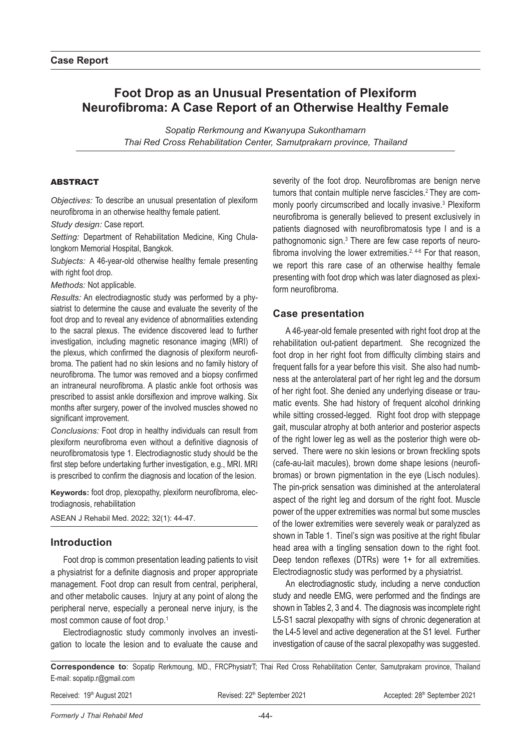**Case Report**

# Foot Drop as an Unusual Presentation of Plexiform Neurofibroma: A Case Report of an Otherwise Healthy Female

*Sopatip Rerkmoung and Kwanyupa Sukonthamarn*
*Thai Red Cross Rehabilitation Center, Samutprakarn province, Thailand*

## ABSTRACT

*Objectives:* To describe an unusual presentation of plexiform neurofibroma in an otherwise healthy female patient.

*Study design:* Case report.

*Setting:* Department of Rehabilitation Medicine, King Chulalongkorn Memorial Hospital, Bangkok.

*Subjects:* A 46-year-old otherwise healthy female presenting with right foot drop.

*Methods:* Not applicable.

*Results:* An electrodiagnostic study was performed by a physiatrist to determine the cause and evaluate the severity of the foot drop and to reveal any evidence of abnormalities extending to the sacral plexus. The evidence discovered lead to further investigation, including magnetic resonance imaging (MRI) of the plexus, which confirmed the diagnosis of plexiform neurofibroma. The patient had no skin lesions and no family history of neurofibroma. The tumor was removed and a biopsy confirmed an intraneural neurofibroma. A plastic ankle foot orthosis was prescribed to assist ankle dorsiflexion and improve walking. Six months after surgery, power of the involved muscles showed no significant improvement.

*Conclusions:* Foot drop in healthy individuals can result from plexiform neurofibroma even without a definitive diagnosis of neurofibromatosis type 1. Electrodiagnostic study should be the first step before undertaking further investigation, e.g., MRI. MRI is prescribed to confirm the diagnosis and location of the lesion.

**Keywords:** foot drop, plexopathy, plexiform neurofibroma, electrodiagnosis, rehabilitation

ASEAN J Rehabil Med. 2022; 32(1): 44-47.

## Introduction

Foot drop is common presentation leading patients to visit a physiatrist for a definite diagnosis and proper appropriate management. Foot drop can result from central, peripheral, and other metabolic causes. Injury at any point of along the peripheral nerve, especially a peroneal nerve injury, is the most common cause of foot drop.[1]

Electrodiagnostic study commonly involves an investigation to locate the lesion and to evaluate the cause and severity of the foot drop. Neurofibromas are benign nerve tumors that contain multiple nerve fascicles.[2] They are commonly poorly circumscribed and locally invasive.[3] Plexiform neurofibroma is generally believed to present exclusively in patients diagnosed with neurofibromatosis type I and is a pathognomonic sign.[3] There are few case reports of neurofibroma involving the lower extremities.[2, 4-6] For that reason, we report this rare case of an otherwise healthy female presenting with foot drop which was later diagnosed as plexiform neurofibroma.

## Case presentation

A 46-year-old female presented with right foot drop at the rehabilitation out-patient department. She recognized the foot drop in her right foot from difficulty climbing stairs and frequent falls for a year before this visit. She also had numbness at the anterolateral part of her right leg and the dorsum of her right foot. She denied any underlying disease or traumatic events. She had history of frequent alcohol drinking while sitting crossed-legged. Right foot drop with steppage gait, muscular atrophy at both anterior and posterior aspects of the right lower leg as well as the posterior thigh were observed. There were no skin lesions or brown freckling spots (cafe-au-lait macules), brown dome shape lesions (neurofibromas) or brown pigmentation in the eye (Lisch nodules). The pin-prick sensation was diminished at the anterolateral aspect of the right leg and dorsum of the right foot. Muscle power of the upper extremities was normal but some muscles of the lower extremities were severely weak or paralyzed as shown in Table 1. Tinel's sign was positive at the right fibular head area with a tingling sensation down to the right foot. Deep tendon reflexes (DTRs) were 1+ for all extremities. Electrodiagnostic study was performed by a physiatrist.

An electrodiagnostic study, including a nerve conduction study and needle EMG, were performed and the findings are shown in Tables 2, 3 and 4. The diagnosis was incomplete right L5-S1 sacral plexopathy with signs of chronic degeneration at the L4-5 level and active degeneration at the S1 level. Further investigation of cause of the sacral plexopathy was suggested.

**Correspondence to**: Sopatip Rerkmoung, MD., FRCPhysiatrT; Thai Red Cross Rehabilitation Center, Samutprakarn province, Thailand E-mail: sopatip.r@gmail.com

Received: 19th August 2021 Revised: 22th September 2021 Accepted: 28th September 2021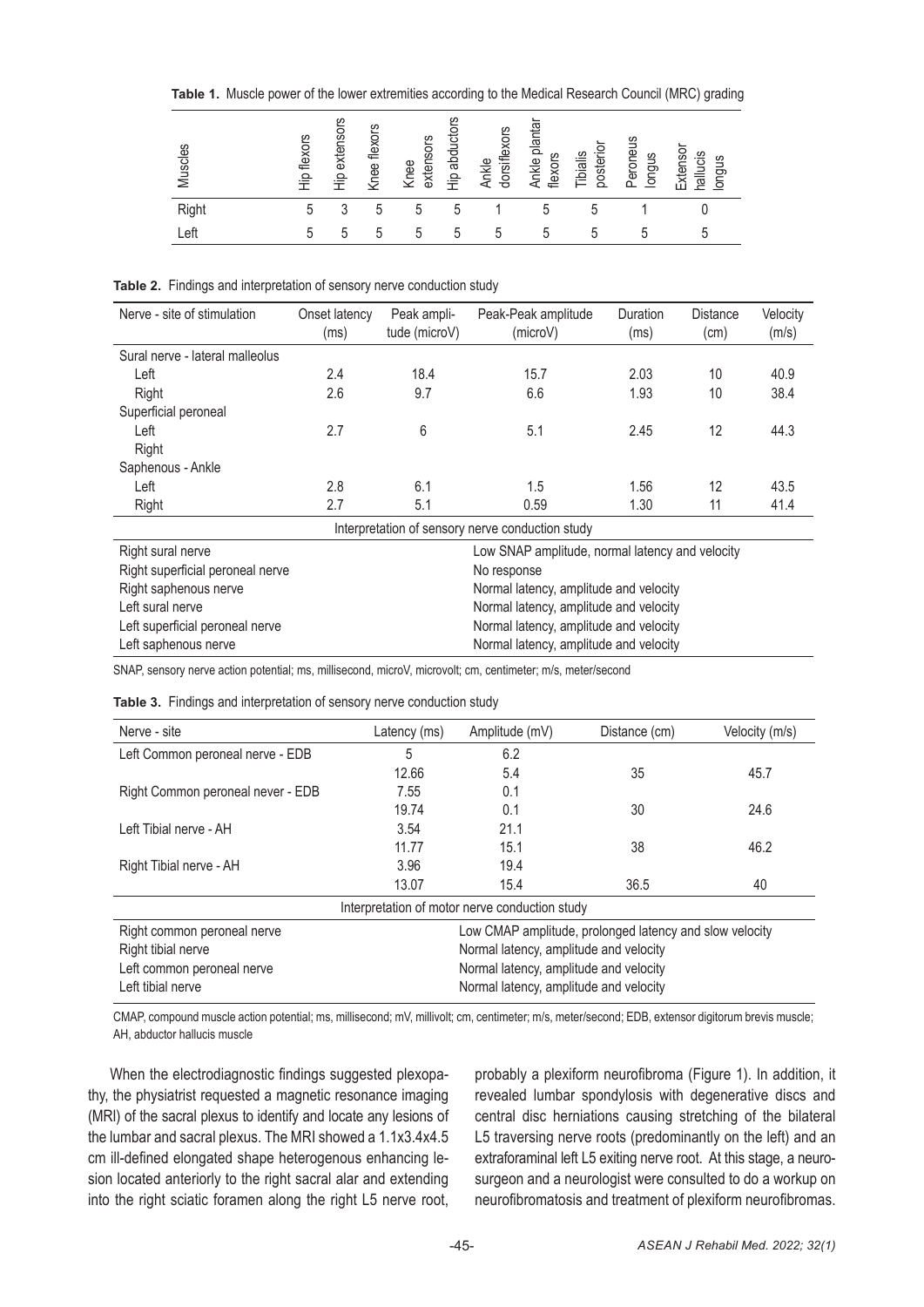**Table 1.** Muscle power of the lower extremities according to the Medical Research Council (MRC) grading

| Muscles | Hip flexors | Hip extensors | Knee flexors | Knee extensors | Hip abductors | Ankle dorsiflexors | Ankle plantar flexors | Tibialis posterior | Peroneus longus | Extensor hallucis longus |
|---|---|---|---|---|---|---|---|---|---|---|
| Right | 5 | 3 | 5 | 5 | 5 | 1 | 5 | 5 | 1 | 0 |
| Left | 5 | 5 | 5 | 5 | 5 | 5 | 5 | 5 | 5 | 5 |

**Table 2.** Findings and interpretation of sensory nerve conduction study

| Nerve - site of stimulation | Onset latency (ms) | Peak amplitude (microV) | Peak-Peak amplitude (microV) | Duration (ms) | Distance (cm) | Velocity (m/s) |
|---|---|---|---|---|---|---|
| Sural nerve - lateral malleolus | | | | | | |
| Left | 2.4 | 18.4 | 15.7 | 2.03 | 10 | 40.9 |
| Right | 2.6 | 9.7 | 6.6 | 1.93 | 10 | 38.4 |
| Superficial peroneal | | | | | | |
| Left | 2.7 | 6 | 5.1 | 2.45 | 12 | 44.3 |
| Right | | | | | | |
| Saphenous - Ankle | | | | | | |
| Left | 2.8 | 6.1 | 1.5 | 1.56 | 12 | 43.5 |
| Right | 2.7 | 5.1 | 0.59 | 1.30 | 11 | 41.4 |

| Interpretation of sensory nerve conduction study | |
|---|---|
| Right sural nerve | Low SNAP amplitude, normal latency and velocity |
| Right superficial peroneal nerve | No response |
| Right saphenous nerve | Normal latency, amplitude and velocity |
| Left sural nerve | Normal latency, amplitude and velocity |
| Left superficial peroneal nerve | Normal latency, amplitude and velocity |
| Left saphenous nerve | Normal latency, amplitude and velocity |

SNAP, sensory nerve action potential; ms, millisecond, microV, microvolt; cm, centimeter; m/s, meter/second

**Table 3.** Findings and interpretation of sensory nerve conduction study

| Nerve - site | Latency (ms) | Amplitude (mV) | Distance (cm) | Velocity (m/s) |
|---|---|---|---|---|
| Left Common peroneal nerve - EDB | 5 | 6.2 | | |
| | 12.66 | 5.4 | 35 | 45.7 |
| Right Common peroneal never - EDB | 7.55 | 0.1 | | |
| | 19.74 | 0.1 | 30 | 24.6 |
| Left Tibial nerve - AH | 3.54 | 21.1 | | |
| | 11.77 | 15.1 | 38 | 46.2 |
| Right Tibial nerve - AH | 3.96 | 19.4 | | |
| | 13.07 | 15.4 | 36.5 | 40 |

| Interpretation of motor nerve conduction study | |
|---|---|
| Right common peroneal nerve | Low CMAP amplitude, prolonged latency and slow velocity |
| Right tibial nerve | Normal latency, amplitude and velocity |
| Left common peroneal nerve | Normal latency, amplitude and velocity |
| Left tibial nerve | Normal latency, amplitude and velocity |

CMAP, compound muscle action potential; ms, millisecond; mV, millivolt; cm, centimeter; m/s, meter/second; EDB, extensor digitorum brevis muscle; AH, abductor hallucis muscle

When the electrodiagnostic findings suggested plexopathy, the physiatrist requested a magnetic resonance imaging (MRI) of the sacral plexus to identify and locate any lesions of the lumbar and sacral plexus. The MRI showed a 1.1x3.4x4.5 cm ill-defined elongated shape heterogenous enhancing lesion located anteriorly to the right sacral alar and extending into the right sciatic foramen along the right L5 nerve root, probably a plexiform neurofibroma (Figure 1). In addition, it revealed lumbar spondylosis with degenerative discs and central disc herniations causing stretching of the bilateral L5 traversing nerve roots (predominantly on the left) and an extraforaminal left L5 exiting nerve root. At this stage, a neurosurgeon and a neurologist were consulted to do a workup on neurofibromatosis and treatment of plexiform neurofibromas.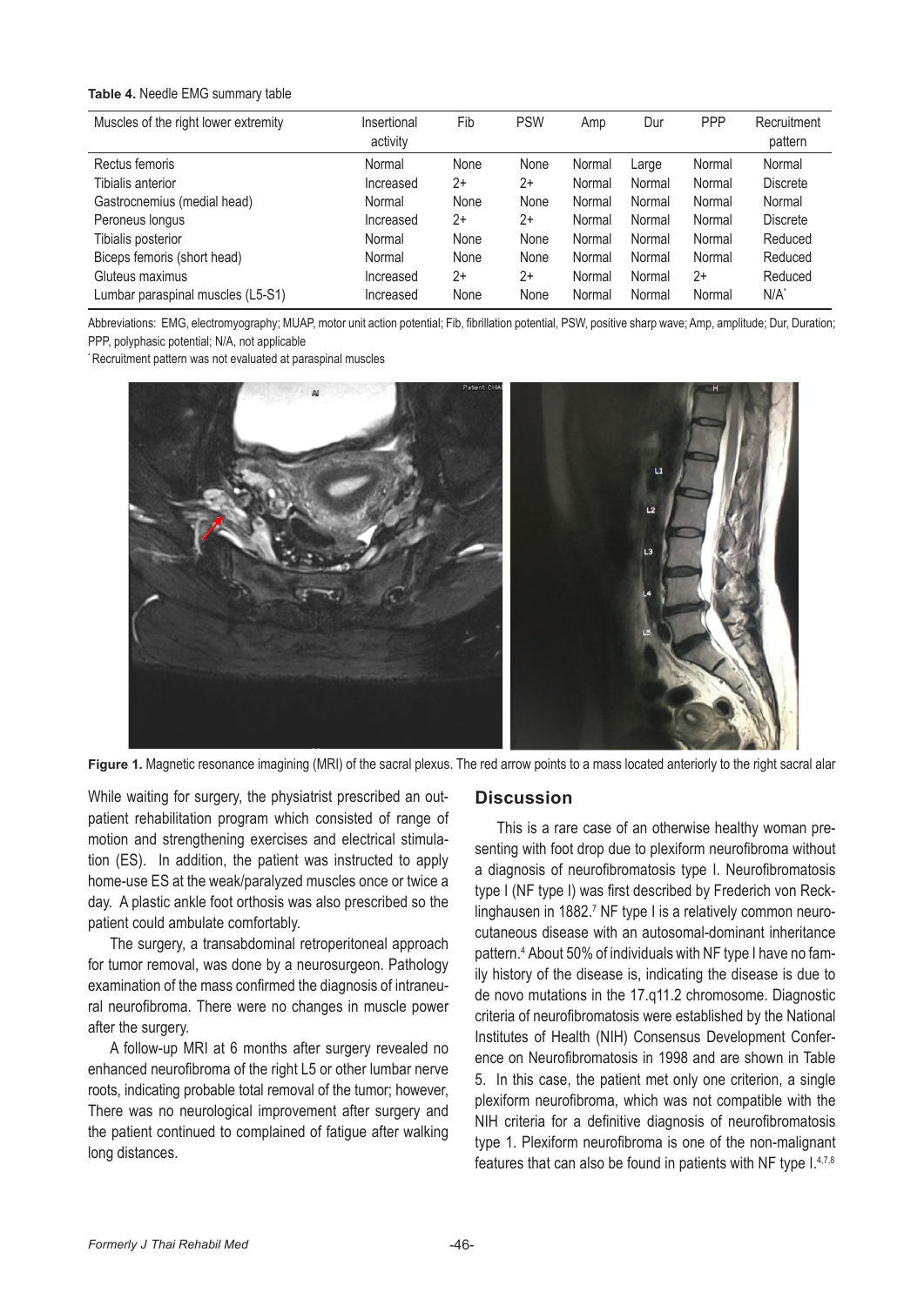**Table 4.** Needle EMG summary table

| Muscles of the right lower extremity | Insertional activity | Fib | PSW | Amp | Dur | PPP | Recruitment pattern |
|---|---|---|---|---|---|---|---|
| Rectus femoris | Normal | None | None | Normal | Large | Normal | Normal |
| Tibialis anterior | Increased | 2+ | 2+ | Normal | Normal | Normal | Discrete |
| Gastrocnemius (medial head) | Normal | None | None | Normal | Normal | Normal | Normal |
| Peroneus longus | Increased | 2+ | 2+ | Normal | Normal | Normal | Discrete |
| Tibialis posterior | Normal | None | None | Normal | Normal | Normal | Reduced |
| Biceps femoris (short head) | Normal | None | None | Normal | Normal | Normal | Reduced |
| Gluteus maximus | Increased | 2+ | 2+ | Normal | Normal | 2+ | Reduced |
| Lumbar paraspinal muscles (L5-S1) | Increased | None | None | Normal | Normal | Normal | N/A* |

Abbreviations: EMG, electromyography; MUAP, motor unit action potential; Fib, fibrillation potential, PSW, positive sharp wave; Amp, amplitude; Dur, Duration; PPP, polyphasic potential; N/A, not applicable

*Recruitment pattern was not evaluated at paraspinal muscles

**Figure 1.** Magnetic resonance imagining (MRI) of the sacral plexus. The red arrow points to a mass located anteriorly to the right sacral alar

While waiting for surgery, the physiatrist prescribed an outpatient rehabilitation program which consisted of range of motion and strengthening exercises and electrical stimulation (ES). In addition, the patient was instructed to apply home-use ES at the weak/paralyzed muscles once or twice a day. A plastic ankle foot orthosis was also prescribed so the patient could ambulate comfortably.

The surgery, a transabdominal retroperitoneal approach for tumor removal, was done by a neurosurgeon. Pathology examination of the mass confirmed the diagnosis of intraneural neurofibroma. There were no changes in muscle power after the surgery.

A follow-up MRI at 6 months after surgery revealed no enhanced neurofibroma of the right L5 or other lumbar nerve roots, indicating probable total removal of the tumor; however, There was no neurological improvement after surgery and the patient continued to complained of fatigue after walking long distances.

## Discussion

This is a rare case of an otherwise healthy woman presenting with foot drop due to plexiform neurofibroma without a diagnosis of neurofibromatosis type I. Neurofibromatosis type I (NF type I) was first described by Frederich von Recklinghausen in 1882.[7] NF type I is a relatively common neurocutaneous disease with an autosomal-dominant inheritance pattern.[4] About 50% of individuals with NF type I have no family history of the disease is, indicating the disease is due to de novo mutations in the 17.q11.2 chromosome. Diagnostic criteria of neurofibromatosis were established by the National Institutes of Health (NIH) Consensus Development Conference on Neurofibromatosis in 1998 and are shown in Table 5. In this case, the patient met only one criterion, a single plexiform neurofibroma, which was not compatible with the NIH criteria for a definitive diagnosis of neurofibromatosis type 1. Plexiform neurofibroma is one of the non-malignant features that can also be found in patients with NF type I.[4,7,8]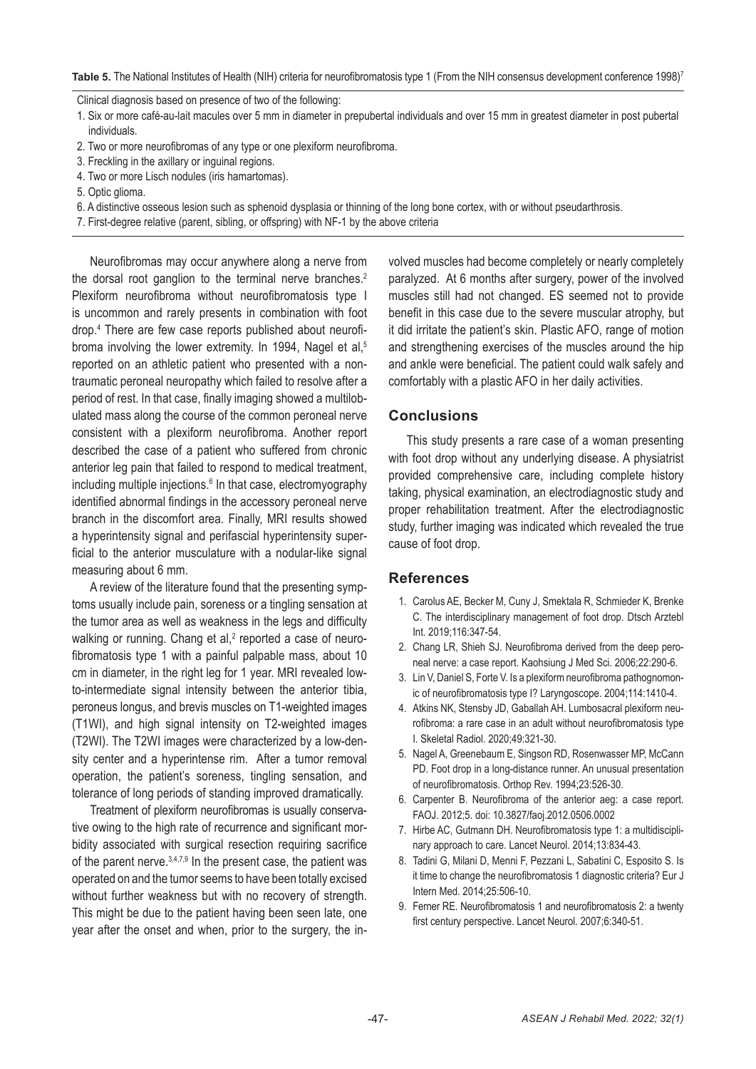**Table 5.** The National Institutes of Health (NIH) criteria for neurofibromatosis type 1 (From the NIH consensus development conference 1998)[7]

| |
|---|
| Clinical diagnosis based on presence of two of the following: |
| 1. Six or more café-au-lait macules over 5 mm in diameter in prepubertal individuals and over 15 mm in greatest diameter in post pubertal individuals. |
| 2. Two or more neurofibromas of any type or one plexiform neurofibroma. |
| 3. Freckling in the axillary or inguinal regions. |
| 4. Two or more Lisch nodules (iris hamartomas). |
| 5. Optic glioma. |
| 6. A distinctive osseous lesion such as sphenoid dysplasia or thinning of the long bone cortex, with or without pseudarthrosis. |
| 7. First-degree relative (parent, sibling, or offspring) with NF-1 by the above criteria |

Neurofibromas may occur anywhere along a nerve from the dorsal root ganglion to the terminal nerve branches.[2] Plexiform neurofibroma without neurofibromatosis type I is uncommon and rarely presents in combination with foot drop.[4] There are few case reports published about neurofibroma involving the lower extremity. In 1994, Nagel et al,[5] reported on an athletic patient who presented with a non-traumatic peroneal neuropathy which failed to resolve after a period of rest. In that case, finally imaging showed a multilobulated mass along the course of the common peroneal nerve consistent with a plexiform neurofibroma. Another report described the case of a patient who suffered from chronic anterior leg pain that failed to respond to medical treatment, including multiple injections.[6] In that case, electromyography identified abnormal findings in the accessory peroneal nerve branch in the discomfort area. Finally, MRI results showed a hyperintensity signal and perifascial hyperintensity superficial to the anterior musculature with a nodular-like signal measuring about 6 mm.

A review of the literature found that the presenting symptoms usually include pain, soreness or a tingling sensation at the tumor area as well as weakness in the legs and difficulty walking or running. Chang et al,[2] reported a case of neurofibromatosis type 1 with a painful palpable mass, about 10 cm in diameter, in the right leg for 1 year. MRI revealed low-to-intermediate signal intensity between the anterior tibia, peroneus longus, and brevis muscles on T1-weighted images (T1WI), and high signal intensity on T2-weighted images (T2WI). The T2WI images were characterized by a low-density center and a hyperintense rim. After a tumor removal operation, the patient's soreness, tingling sensation, and tolerance of long periods of standing improved dramatically.

Treatment of plexiform neurofibromas is usually conservative owing to the high rate of recurrence and significant morbidity associated with surgical resection requiring sacrifice of the parent nerve.[3,4,7,9] In the present case, the patient was operated on and the tumor seems to have been totally excised without further weakness but with no recovery of strength. This might be due to the patient having been seen late, one year after the onset and when, prior to the surgery, the involved muscles had become completely or nearly completely paralyzed. At 6 months after surgery, power of the involved muscles still had not changed. ES seemed not to provide benefit in this case due to the severe muscular atrophy, but it did irritate the patient's skin. Plastic AFO, range of motion and strengthening exercises of the muscles around the hip and ankle were beneficial. The patient could walk safely and comfortably with a plastic AFO in her daily activities.

## Conclusions

This study presents a rare case of a woman presenting with foot drop without any underlying disease. A physiatrist provided comprehensive care, including complete history taking, physical examination, an electrodiagnostic study and proper rehabilitation treatment. After the electrodiagnostic study, further imaging was indicated which revealed the true cause of foot drop.

## References

1. Carolus AE, Becker M, Cuny J, Smektala R, Schmieder K, Brenke C. The interdisciplinary management of foot drop. Dtsch Arztebl Int. 2019;116:347-54.
2. Chang LR, Shieh SJ. Neurofibroma derived from the deep peroneal nerve: a case report. Kaohsiung J Med Sci. 2006;22:290-6.
3. Lin V, Daniel S, Forte V. Is a plexiform neurofibroma pathognomonic of neurofibromatosis type I? Laryngoscope. 2004;114:1410-4.
4. Atkins NK, Stensby JD, Gaballah AH. Lumbosacral plexiform neurofibroma: a rare case in an adult without neurofibromatosis type I. Skeletal Radiol. 2020;49:321-30.
5. Nagel A, Greenebaum E, Singson RD, Rosenwasser MP, McCann PD. Foot drop in a long-distance runner. An unusual presentation of neurofibromatosis. Orthop Rev. 1994;23:526-30.
6. Carpenter B. Neurofibroma of the anterior aeg: a case report. FAOJ. 2012;5. doi: 10.3827/faoj.2012.0506.0002
7. Hirbe AC, Gutmann DH. Neurofibromatosis type 1: a multidisciplinary approach to care. Lancet Neurol. 2014;13:834-43.
8. Tadini G, Milani D, Menni F, Pezzani L, Sabatini C, Esposito S. Is it time to change the neurofibromatosis 1 diagnostic criteria? Eur J Intern Med. 2014;25:506-10.
9. Ferner RE. Neurofibromatosis 1 and neurofibromatosis 2: a twenty first century perspective. Lancet Neurol. 2007;6:340-51.